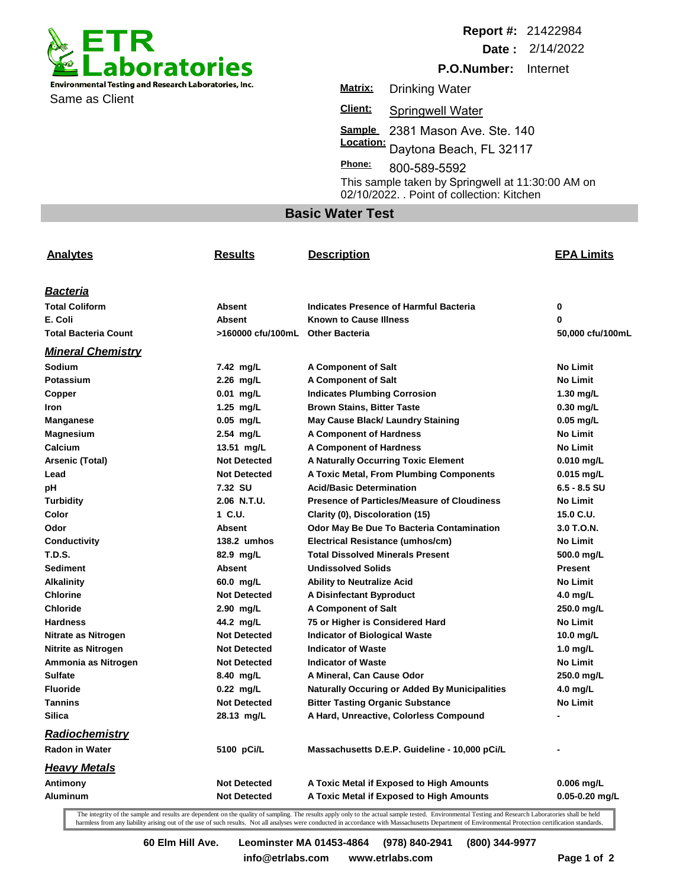# ETR Laboratories

Environmental Testing and Research Laboratories, Inc.

Same as Client

**Report #:** 21422984
**Date :** 2/14/2022
**P.O.Number:** Internet

**Matrix:** Drinking Water
**Client:** Springwell Water
**Sample Location:** 2381 Mason Ave. Ste. 140 Daytona Beach, FL 32117
**Phone:** 800-589-5592

This sample taken by Springwell at 11:30:00 AM on 02/10/2022. . Point of collection: Kitchen

## Basic Water Test

| Analytes | Results | Description | EPA Limits |
|---|---|---|---|
| ***Bacteria*** | | | |
| **Total Coliform** | **Absent** | **Indicates Presence of Harmful Bacteria** | **0** |
| **E. Coli** | **Absent** | **Known to Cause Illness** | **0** |
| **Total Bacteria Count** | **>160000 cfu/100mL** | **Other Bacteria** | **50,000 cfu/100mL** |
| ***Mineral Chemistry*** | | | |
| **Sodium** | **7.42 mg/L** | **A Component of Salt** | **No Limit** |
| **Potassium** | **2.26 mg/L** | **A Component of Salt** | **No Limit** |
| **Copper** | **0.01 mg/L** | **Indicates Plumbing Corrosion** | **1.30 mg/L** |
| **Iron** | **1.25 mg/L** | **Brown Stains, Bitter Taste** | **0.30 mg/L** |
| **Manganese** | **0.05 mg/L** | **May Cause Black/ Laundry Staining** | **0.05 mg/L** |
| **Magnesium** | **2.54 mg/L** | **A Component of Hardness** | **No Limit** |
| **Calcium** | **13.51 mg/L** | **A Component of Hardness** | **No Limit** |
| **Arsenic (Total)** | **Not Detected** | **A Naturally Occurring Toxic Element** | **0.010 mg/L** |
| **Lead** | **Not Detected** | **A Toxic Metal, From Plumbing Components** | **0.015 mg/L** |
| **pH** | **7.32 SU** | **Acid/Basic Determination** | **6.5 - 8.5 SU** |
| **Turbidity** | **2.06 N.T.U.** | **Presence of Particles/Measure of Cloudiness** | **No Limit** |
| **Color** | **1 C.U.** | **Clarity (0), Discoloration (15)** | **15.0 C.U.** |
| **Odor** | **Absent** | **Odor May Be Due To Bacteria Contamination** | **3.0 T.O.N.** |
| **Conductivity** | **138.2 umhos** | **Electrical Resistance (umhos/cm)** | **No Limit** |
| **T.D.S.** | **82.9 mg/L** | **Total Dissolved Minerals Present** | **500.0 mg/L** |
| **Sediment** | **Absent** | **Undissolved Solids** | **Present** |
| **Alkalinity** | **60.0 mg/L** | **Ability to Neutralize Acid** | **No Limit** |
| **Chlorine** | **Not Detected** | **A Disinfectant Byproduct** | **4.0 mg/L** |
| **Chloride** | **2.90 mg/L** | **A Component of Salt** | **250.0 mg/L** |
| **Hardness** | **44.2 mg/L** | **75 or Higher is Considered Hard** | **No Limit** |
| **Nitrate as Nitrogen** | **Not Detected** | **Indicator of Biological Waste** | **10.0 mg/L** |
| **Nitrite as Nitrogen** | **Not Detected** | **Indicator of Waste** | **1.0 mg/L** |
| **Ammonia as Nitrogen** | **Not Detected** | **Indicator of Waste** | **No Limit** |
| **Sulfate** | **8.40 mg/L** | **A Mineral, Can Cause Odor** | **250.0 mg/L** |
| **Fluoride** | **0.22 mg/L** | **Naturally Occuring or Added By Municipalities** | **4.0 mg/L** |
| **Tannins** | **Not Detected** | **Bitter Tasting Organic Substance** | **No Limit** |
| **Silica** | **28.13 mg/L** | **A Hard, Unreactive, Colorless Compound** | **-** |
| ***Radiochemistry*** | | | |
| **Radon in Water** | **5100 pCi/L** | **Massachusetts D.E.P. Guideline - 10,000 pCi/L** | **-** |
| ***Heavy Metals*** | | | |
| **Antimony** | **Not Detected** | **A Toxic Metal if Exposed to High Amounts** | **0.006 mg/L** |
| **Aluminum** | **Not Detected** | **A Toxic Metal if Exposed to High Amounts** | **0.05-0.20 mg/L** |

The integrity of the sample and results are dependent on the quality of sampling. The results apply only to the actual sample tested. Environmental Testing and Research Laboratories shall be held harmless from any liability arising out of the use of such results. Not all analyses were conducted in accordance with Massachusetts Department of Environmental Protection certification standards.

**60 Elm Hill Ave. Leominster MA 01453-4864 (978) 840-2941 (800) 344-9977**

**info@etrlabs.com www.etrlabs.com**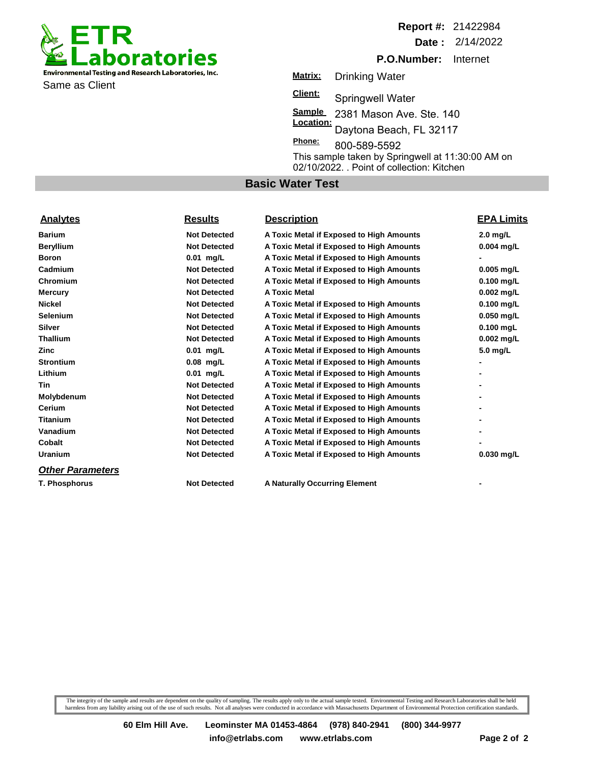**ETR Laboratories**
Environmental Testing and Research Laboratories, Inc.

Same as Client

**Report #:** 21422984
**Date :** 2/14/2022
**P.O.Number:** Internet

**Matrix:** Drinking Water

**Client:** Springwell Water

**Sample Location:** 2381 Mason Ave. Ste. 140
Daytona Beach, FL 32117

**Phone:** 800-589-5592

This sample taken by Springwell at 11:30:00 AM on 02/10/2022. . Point of collection: Kitchen

## Basic Water Test

| Analytes | Results | Description | EPA Limits |
|---|---|---|---|
| **Barium** | **Not Detected** | **A Toxic Metal if Exposed to High Amounts** | **2.0 mg/L** |
| **Beryllium** | **Not Detected** | **A Toxic Metal if Exposed to High Amounts** | **0.004 mg/L** |
| **Boron** | **0.01 mg/L** | **A Toxic Metal if Exposed to High Amounts** | **-** |
| **Cadmium** | **Not Detected** | **A Toxic Metal if Exposed to High Amounts** | **0.005 mg/L** |
| **Chromium** | **Not Detected** | **A Toxic Metal if Exposed to High Amounts** | **0.100 mg/L** |
| **Mercury** | **Not Detected** | **A Toxic Metal** | **0.002 mg/L** |
| **Nickel** | **Not Detected** | **A Toxic Metal if Exposed to High Amounts** | **0.100 mg/L** |
| **Selenium** | **Not Detected** | **A Toxic Metal if Exposed to High Amounts** | **0.050 mg/L** |
| **Silver** | **Not Detected** | **A Toxic Metal if Exposed to High Amounts** | **0.100 mgL** |
| **Thallium** | **Not Detected** | **A Toxic Metal if Exposed to High Amounts** | **0.002 mg/L** |
| **Zinc** | **0.01 mg/L** | **A Toxic Metal if Exposed to High Amounts** | **5.0 mg/L** |
| **Strontium** | **0.08 mg/L** | **A Toxic Metal if Exposed to High Amounts** | **-** |
| **Lithium** | **0.01 mg/L** | **A Toxic Metal if Exposed to High Amounts** | **-** |
| **Tin** | **Not Detected** | **A Toxic Metal if Exposed to High Amounts** | **-** |
| **Molybdenum** | **Not Detected** | **A Toxic Metal if Exposed to High Amounts** | **-** |
| **Cerium** | **Not Detected** | **A Toxic Metal if Exposed to High Amounts** | **-** |
| **Titanium** | **Not Detected** | **A Toxic Metal if Exposed to High Amounts** | **-** |
| **Vanadium** | **Not Detected** | **A Toxic Metal if Exposed to High Amounts** | **-** |
| **Cobalt** | **Not Detected** | **A Toxic Metal if Exposed to High Amounts** | **-** |
| **Uranium** | **Not Detected** | **A Toxic Metal if Exposed to High Amounts** | **0.030 mg/L** |
| ***Other Parameters*** | | | |
| **T. Phosphorus** | **Not Detected** | **A Naturally Occurring Element** | **-** |

The integrity of the sample and results are dependent on the quality of sampling. The results apply only to the actual sample tested. Environmental Testing and Research Laboratories shall be held harmless from any liability arising out of the use of such results. Not all analyses were conducted in accordance with Massachusetts Department of Environmental Protection certification standards.

**60 Elm Hill Ave. Leominster MA 01453-4864 (978) 840-2941 (800) 344-9977**
**info@etrlabs.com www.etrlabs.com**